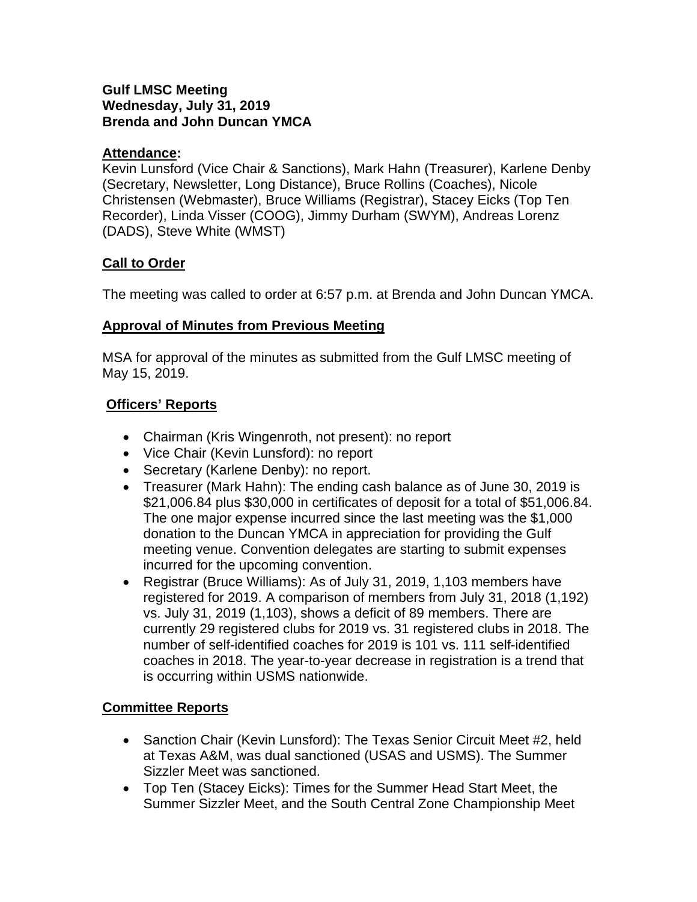**Gulf LMSC Meeting**
**Wednesday, July 31, 2019**
**Brenda and John Duncan YMCA**

**Attendance:**
Kevin Lunsford (Vice Chair & Sanctions), Mark Hahn (Treasurer), Karlene Denby (Secretary, Newsletter, Long Distance), Bruce Rollins (Coaches), Nicole Christensen (Webmaster), Bruce Williams (Registrar), Stacey Eicks (Top Ten Recorder), Linda Visser (COOG), Jimmy Durham (SWYM), Andreas Lorenz (DADS), Steve White (WMST)

## Call to Order

The meeting was called to order at 6:57 p.m. at Brenda and John Duncan YMCA.

## Approval of Minutes from Previous Meeting

MSA for approval of the minutes as submitted from the Gulf LMSC meeting of May 15, 2019.

## Officers' Reports

- Chairman (Kris Wingenroth, not present): no report
- Vice Chair (Kevin Lunsford): no report
- Secretary (Karlene Denby): no report.
- Treasurer (Mark Hahn): The ending cash balance as of June 30, 2019 is $21,006.84 plus $30,000 in certificates of deposit for a total of $51,006.84. The one major expense incurred since the last meeting was the $1,000 donation to the Duncan YMCA in appreciation for providing the Gulf meeting venue. Convention delegates are starting to submit expenses incurred for the upcoming convention.
- Registrar (Bruce Williams): As of July 31, 2019, 1,103 members have registered for 2019. A comparison of members from July 31, 2018 (1,192) vs. July 31, 2019 (1,103), shows a deficit of 89 members. There are currently 29 registered clubs for 2019 vs. 31 registered clubs in 2018. The number of self-identified coaches for 2019 is 101 vs. 111 self-identified coaches in 2018. The year-to-year decrease in registration is a trend that is occurring within USMS nationwide.

## Committee Reports

- Sanction Chair (Kevin Lunsford): The Texas Senior Circuit Meet #2, held at Texas A&M, was dual sanctioned (USAS and USMS). The Summer Sizzler Meet was sanctioned.
- Top Ten (Stacey Eicks): Times for the Summer Head Start Meet, the Summer Sizzler Meet, and the South Central Zone Championship Meet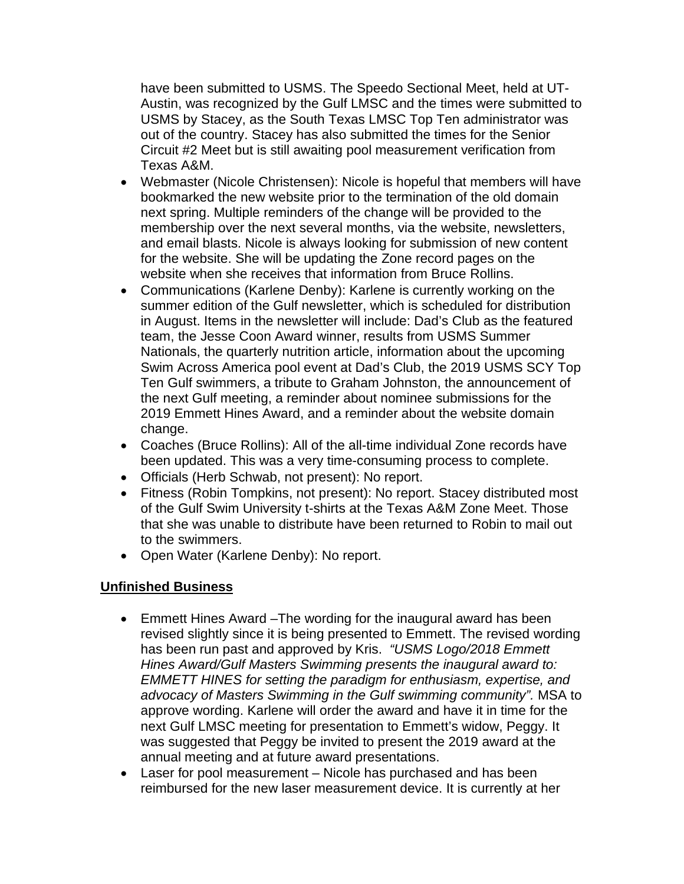have been submitted to USMS. The Speedo Sectional Meet, held at UT-Austin, was recognized by the Gulf LMSC and the times were submitted to USMS by Stacey, as the South Texas LMSC Top Ten administrator was out of the country. Stacey has also submitted the times for the Senior Circuit #2 Meet but is still awaiting pool measurement verification from Texas A&M.

- Webmaster (Nicole Christensen): Nicole is hopeful that members will have bookmarked the new website prior to the termination of the old domain next spring. Multiple reminders of the change will be provided to the membership over the next several months, via the website, newsletters, and email blasts. Nicole is always looking for submission of new content for the website. She will be updating the Zone record pages on the website when she receives that information from Bruce Rollins.
- Communications (Karlene Denby): Karlene is currently working on the summer edition of the Gulf newsletter, which is scheduled for distribution in August. Items in the newsletter will include: Dad's Club as the featured team, the Jesse Coon Award winner, results from USMS Summer Nationals, the quarterly nutrition article, information about the upcoming Swim Across America pool event at Dad's Club, the 2019 USMS SCY Top Ten Gulf swimmers, a tribute to Graham Johnston, the announcement of the next Gulf meeting, a reminder about nominee submissions for the 2019 Emmett Hines Award, and a reminder about the website domain change.
- Coaches (Bruce Rollins): All of the all-time individual Zone records have been updated. This was a very time-consuming process to complete.
- Officials (Herb Schwab, not present): No report.
- Fitness (Robin Tompkins, not present): No report. Stacey distributed most of the Gulf Swim University t-shirts at the Texas A&M Zone Meet. Those that she was unable to distribute have been returned to Robin to mail out to the swimmers.
- Open Water (Karlene Denby): No report.

## Unfinished Business

- Emmett Hines Award –The wording for the inaugural award has been revised slightly since it is being presented to Emmett. The revised wording has been run past and approved by Kris. *"USMS Logo/2018 Emmett Hines Award/Gulf Masters Swimming presents the inaugural award to: EMMETT HINES for setting the paradigm for enthusiasm, expertise, and advocacy of Masters Swimming in the Gulf swimming community".* MSA to approve wording. Karlene will order the award and have it in time for the next Gulf LMSC meeting for presentation to Emmett's widow, Peggy. It was suggested that Peggy be invited to present the 2019 award at the annual meeting and at future award presentations.
- Laser for pool measurement – Nicole has purchased and has been reimbursed for the new laser measurement device. It is currently at her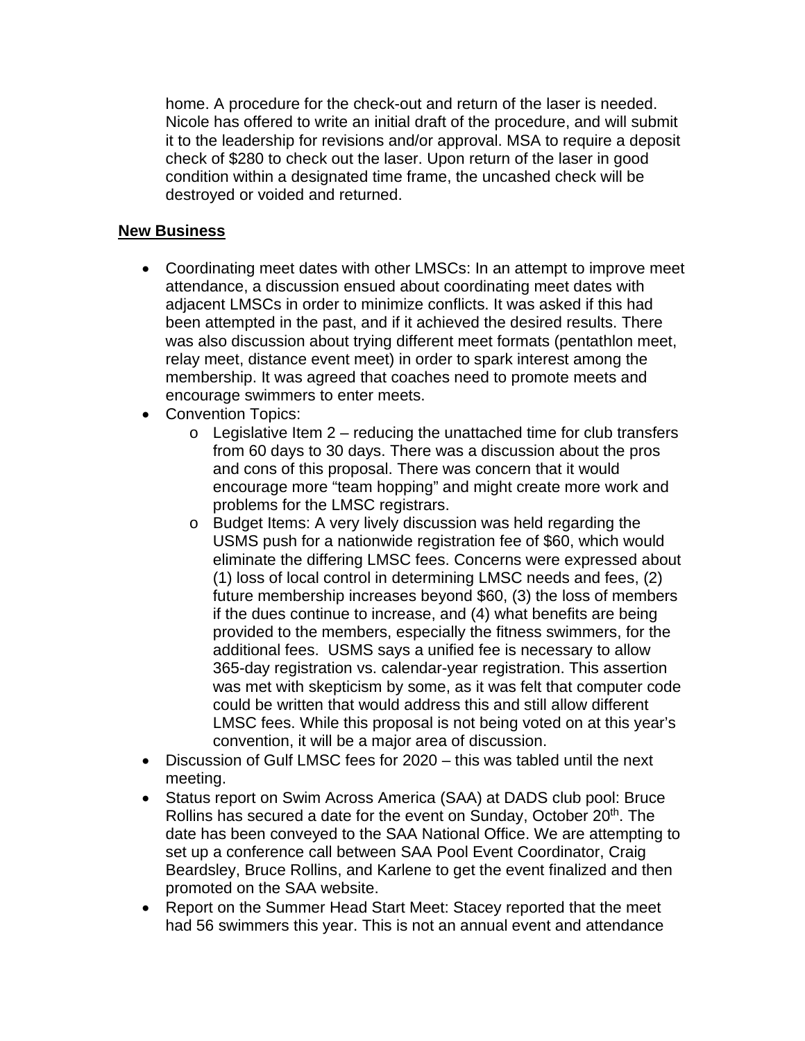home. A procedure for the check-out and return of the laser is needed. Nicole has offered to write an initial draft of the procedure, and will submit it to the leadership for revisions and/or approval. MSA to require a deposit check of $280 to check out the laser. Upon return of the laser in good condition within a designated time frame, the uncashed check will be destroyed or voided and returned.

**New Business**

- Coordinating meet dates with other LMSCs: In an attempt to improve meet attendance, a discussion ensued about coordinating meet dates with adjacent LMSCs in order to minimize conflicts. It was asked if this had been attempted in the past, and if it achieved the desired results. There was also discussion about trying different meet formats (pentathlon meet, relay meet, distance event meet) in order to spark interest among the membership. It was agreed that coaches need to promote meets and encourage swimmers to enter meets.
- Convention Topics:
    - Legislative Item 2 – reducing the unattached time for club transfers from 60 days to 30 days. There was a discussion about the pros and cons of this proposal. There was concern that it would encourage more "team hopping" and might create more work and problems for the LMSC registrars.
    - Budget Items: A very lively discussion was held regarding the USMS push for a nationwide registration fee of $60, which would eliminate the differing LMSC fees. Concerns were expressed about (1) loss of local control in determining LMSC needs and fees, (2) future membership increases beyond $60, (3) the loss of members if the dues continue to increase, and (4) what benefits are being provided to the members, especially the fitness swimmers, for the additional fees. USMS says a unified fee is necessary to allow 365-day registration vs. calendar-year registration. This assertion was met with skepticism by some, as it was felt that computer code could be written that would address this and still allow different LMSC fees. While this proposal is not being voted on at this year's convention, it will be a major area of discussion.
- Discussion of Gulf LMSC fees for 2020 – this was tabled until the next meeting.
- Status report on Swim Across America (SAA) at DADS club pool: Bruce Rollins has secured a date for the event on Sunday, October 20th. The date has been conveyed to the SAA National Office. We are attempting to set up a conference call between SAA Pool Event Coordinator, Craig Beardsley, Bruce Rollins, and Karlene to get the event finalized and then promoted on the SAA website.
- Report on the Summer Head Start Meet: Stacey reported that the meet had 56 swimmers this year. This is not an annual event and attendance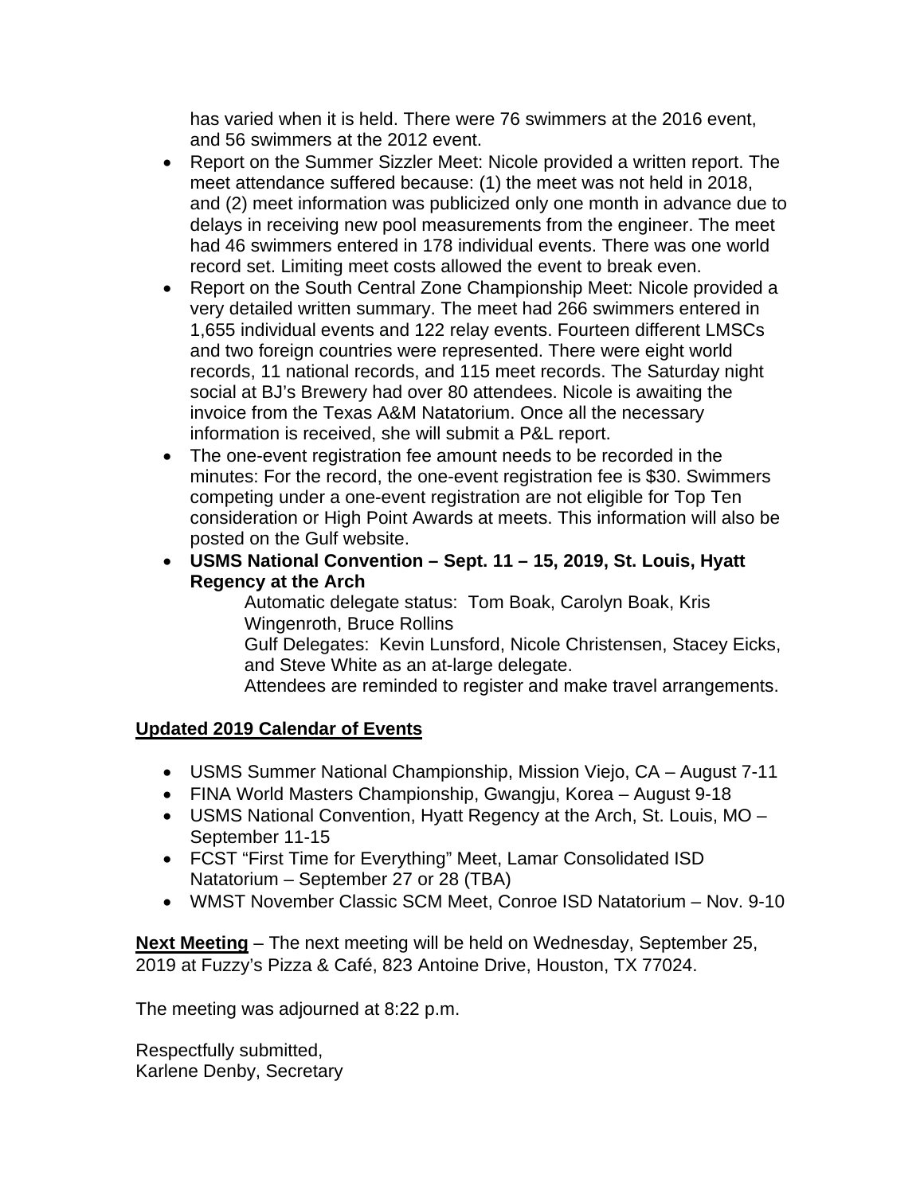has varied when it is held. There were 76 swimmers at the 2016 event, and 56 swimmers at the 2012 event.

- Report on the Summer Sizzler Meet: Nicole provided a written report. The meet attendance suffered because: (1) the meet was not held in 2018, and (2) meet information was publicized only one month in advance due to delays in receiving new pool measurements from the engineer. The meet had 46 swimmers entered in 178 individual events. There was one world record set. Limiting meet costs allowed the event to break even.
- Report on the South Central Zone Championship Meet: Nicole provided a very detailed written summary. The meet had 266 swimmers entered in 1,655 individual events and 122 relay events. Fourteen different LMSCs and two foreign countries were represented. There were eight world records, 11 national records, and 115 meet records. The Saturday night social at BJ's Brewery had over 80 attendees. Nicole is awaiting the invoice from the Texas A&M Natatorium. Once all the necessary information is received, she will submit a P&L report.
- The one-event registration fee amount needs to be recorded in the minutes: For the record, the one-event registration fee is $30. Swimmers competing under a one-event registration are not eligible for Top Ten consideration or High Point Awards at meets. This information will also be posted on the Gulf website.
- **USMS National Convention – Sept. 11 – 15, 2019, St. Louis, Hyatt Regency at the Arch**

  Automatic delegate status: Tom Boak, Carolyn Boak, Kris Wingenroth, Bruce Rollins

  Gulf Delegates: Kevin Lunsford, Nicole Christensen, Stacey Eicks, and Steve White as an at-large delegate.

  Attendees are reminded to register and make travel arrangements.

**Updated 2019 Calendar of Events**

- USMS Summer National Championship, Mission Viejo, CA – August 7-11
- FINA World Masters Championship, Gwangju, Korea – August 9-18
- USMS National Convention, Hyatt Regency at the Arch, St. Louis, MO – September 11-15
- FCST "First Time for Everything" Meet, Lamar Consolidated ISD Natatorium – September 27 or 28 (TBA)
- WMST November Classic SCM Meet, Conroe ISD Natatorium – Nov. 9-10

**Next Meeting** – The next meeting will be held on Wednesday, September 25, 2019 at Fuzzy's Pizza & Café, 823 Antoine Drive, Houston, TX 77024.

The meeting was adjourned at 8:22 p.m.

Respectfully submitted,
Karlene Denby, Secretary